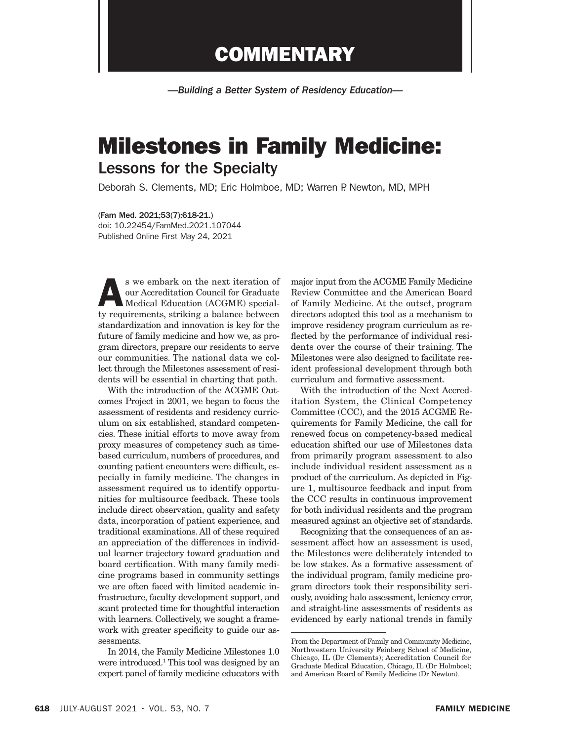# COMMENTARY

*—Building a Better System of Residency Education—*

# Milestones in Family Medicine: Lessons for the Specialty

Deborah S. Clements, MD; Eric Holmboe, MD; Warren P. Newton, MD, MPH

(Fam Med. 2021;53(7):618-21.)
doi: 10.22454/FamMed.2021.107044
Published Online First May 24, 2021

As we embark on the next iteration of our Accreditation Council for Graduate Medical Education (ACGME) specialty requirements, striking a balance between standardization and innovation is key for the future of family medicine and how we, as program directors, prepare our residents to serve our communities. The national data we collect through the Milestones assessment of residents will be essential in charting that path.

With the introduction of the ACGME Outcomes Project in 2001, we began to focus the assessment of residents and residency curriculum on six established, standard competencies. These initial efforts to move away from proxy measures of competency such as time-based curriculum, numbers of procedures, and counting patient encounters were difficult, especially in family medicine. The changes in assessment required us to identify opportunities for multisource feedback. These tools include direct observation, quality and safety data, incorporation of patient experience, and traditional examinations. All of these required an appreciation of the differences in individual learner trajectory toward graduation and board certification. With many family medicine programs based in community settings we are often faced with limited academic infrastructure, faculty development support, and scant protected time for thoughtful interaction with learners. Collectively, we sought a framework with greater specificity to guide our assessments.

In 2014, the Family Medicine Milestones 1.0 were introduced.[1] This tool was designed by an expert panel of family medicine educators with major input from the ACGME Family Medicine Review Committee and the American Board of Family Medicine. At the outset, program directors adopted this tool as a mechanism to improve residency program curriculum as reflected by the performance of individual residents over the course of their training. The Milestones were also designed to facilitate resident professional development through both curriculum and formative assessment.

With the introduction of the Next Accreditation System, the Clinical Competency Committee (CCC), and the 2015 ACGME Requirements for Family Medicine, the call for renewed focus on competency-based medical education shifted our use of Milestones data from primarily program assessment to also include individual resident assessment as a product of the curriculum. As depicted in Figure 1, multisource feedback and input from the CCC results in continuous improvement for both individual residents and the program measured against an objective set of standards.

Recognizing that the consequences of an assessment affect how an assessment is used, the Milestones were deliberately intended to be low stakes. As a formative assessment of the individual program, family medicine program directors took their responsibility seriously, avoiding halo assessment, leniency error, and straight-line assessments of residents as evidenced by early national trends in family

From the Department of Family and Community Medicine, Northwestern University Feinberg School of Medicine, Chicago, IL (Dr Clements); Accreditation Council for Graduate Medical Education, Chicago, IL (Dr Holmboe); and American Board of Family Medicine (Dr Newton).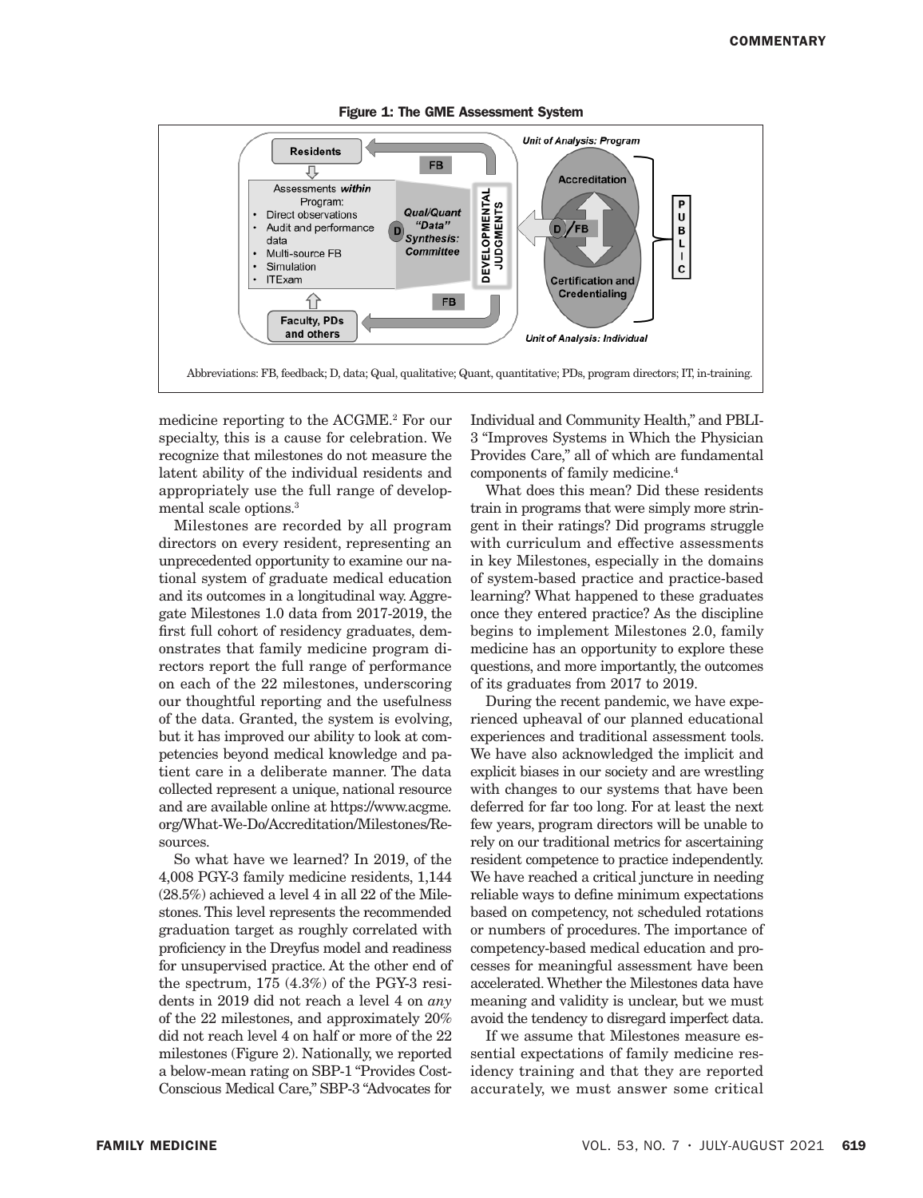**Figure 1: The GME Assessment System**

Abbreviations: FB, feedback; D, data; Qual, qualitative; Quant, quantitative; PDs, program directors; IT, in-training.

medicine reporting to the ACGME.[2] For our specialty, this is a cause for celebration. We recognize that milestones do not measure the latent ability of the individual residents and appropriately use the full range of developmental scale options.[3]

Milestones are recorded by all program directors on every resident, representing an unprecedented opportunity to examine our national system of graduate medical education and its outcomes in a longitudinal way. Aggregate Milestones 1.0 data from 2017-2019, the first full cohort of residency graduates, demonstrates that family medicine program directors report the full range of performance on each of the 22 milestones, underscoring our thoughtful reporting and the usefulness of the data. Granted, the system is evolving, but it has improved our ability to look at competencies beyond medical knowledge and patient care in a deliberate manner. The data collected represent a unique, national resource and are available online at https://www.acgme.org/What-We-Do/Accreditation/Milestones/Resources.

So what have we learned? In 2019, of the 4,008 PGY-3 family medicine residents, 1,144 (28.5%) achieved a level 4 in all 22 of the Milestones. This level represents the recommended graduation target as roughly correlated with proficiency in the Dreyfus model and readiness for unsupervised practice. At the other end of the spectrum, 175 (4.3%) of the PGY-3 residents in 2019 did not reach a level 4 on *any* of the 22 milestones, and approximately 20% did not reach level 4 on half or more of the 22 milestones (Figure 2). Nationally, we reported a below-mean rating on SBP-1 "Provides Cost-Conscious Medical Care," SBP-3 "Advocates for Individual and Community Health," and PBLI-3 "Improves Systems in Which the Physician Provides Care," all of which are fundamental components of family medicine.[4]

What does this mean? Did these residents train in programs that were simply more stringent in their ratings? Did programs struggle with curriculum and effective assessments in key Milestones, especially in the domains of system-based practice and practice-based learning? What happened to these graduates once they entered practice? As the discipline begins to implement Milestones 2.0, family medicine has an opportunity to explore these questions, and more importantly, the outcomes of its graduates from 2017 to 2019.

During the recent pandemic, we have experienced upheaval of our planned educational experiences and traditional assessment tools. We have also acknowledged the implicit and explicit biases in our society and are wrestling with changes to our systems that have been deferred for far too long. For at least the next few years, program directors will be unable to rely on our traditional metrics for ascertaining resident competence to practice independently. We have reached a critical juncture in needing reliable ways to define minimum expectations based on competency, not scheduled rotations or numbers of procedures. The importance of competency-based medical education and processes for meaningful assessment have been accelerated. Whether the Milestones data have meaning and validity is unclear, but we must avoid the tendency to disregard imperfect data.

If we assume that Milestones measure essential expectations of family medicine residency training and that they are reported accurately, we must answer some critical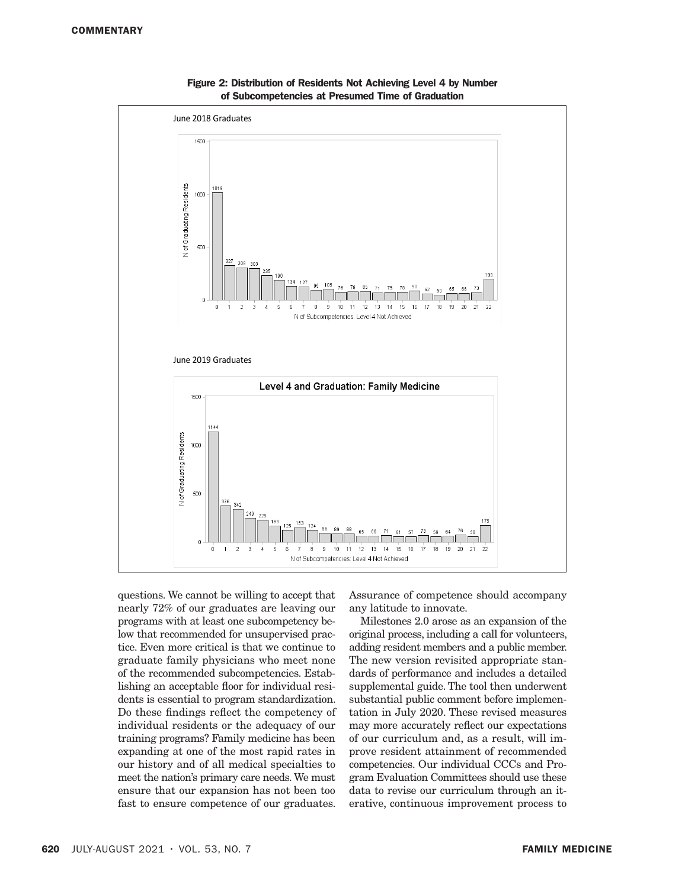**Figure 2: Distribution of Residents Not Achieving Level 4 by Number of Subcompetencies at Presumed Time of Graduation**

June 2018 Graduates

| N of Subcompetencies: Level 4 Not Achieved | 0 | 1 | 2 | 3 | 4 | 5 | 6 | 7 | 8 | 9 | 10 | 11 | 12 | 13 | 14 | 15 | 16 | 17 | 18 | 19 | 20 | 21 | 22 |
|---|---|---|---|---|---|---|---|---|---|---|---|---|---|---|---|---|---|---|---|---|---|---|---|
| N of Graduating Residents | 1019 | 327 | 308 | 303 | 235 | 190 | 134 | 127 | 95 | 105 | 76 | 79 | 85 | 71 | 75 | 78 | 90 | 62 | 50 | 65 | 66 | 73 | 199 |

June 2019 Graduates

Level 4 and Graduation: Family Medicine

| N of Subcompetencies: Level 4 Not Achieved | 0 | 1 | 2 | 3 | 4 | 5 | 6 | 7 | 8 | 9 | 10 | 11 | 12 | 13 | 14 | 15 | 16 | 17 | 18 | 19 | 20 | 21 | 22 |
|---|---|---|---|---|---|---|---|---|---|---|---|---|---|---|---|---|---|---|---|---|---|---|---|
| N of Graduating Residents | 1144 | 376 | 342 | 249 | 229 | 168 | 125 | 153 | 124 | 95 | 89 | 88 | 65 | 66 | 71 | 61 | 57 | 73 | 59 | 64 | 76 | 58 | 175 |

questions. We cannot be willing to accept that nearly 72% of our graduates are leaving our programs with at least one subcompetency below that recommended for unsupervised practice. Even more critical is that we continue to graduate family physicians who meet none of the recommended subcompetencies. Establishing an acceptable floor for individual residents is essential to program standardization. Do these findings reflect the competency of individual residents or the adequacy of our training programs? Family medicine has been expanding at one of the most rapid rates in our history and of all medical specialties to meet the nation's primary care needs. We must ensure that our expansion has not been too fast to ensure competence of our graduates. Assurance of competence should accompany any latitude to innovate.

Milestones 2.0 arose as an expansion of the original process, including a call for volunteers, adding resident members and a public member. The new version revisited appropriate standards of performance and includes a detailed supplemental guide. The tool then underwent substantial public comment before implementation in July 2020. These revised measures may more accurately reflect our expectations of our curriculum and, as a result, will improve resident attainment of recommended competencies. Our individual CCCs and Program Evaluation Committees should use these data to revise our curriculum through an iterative, continuous improvement process to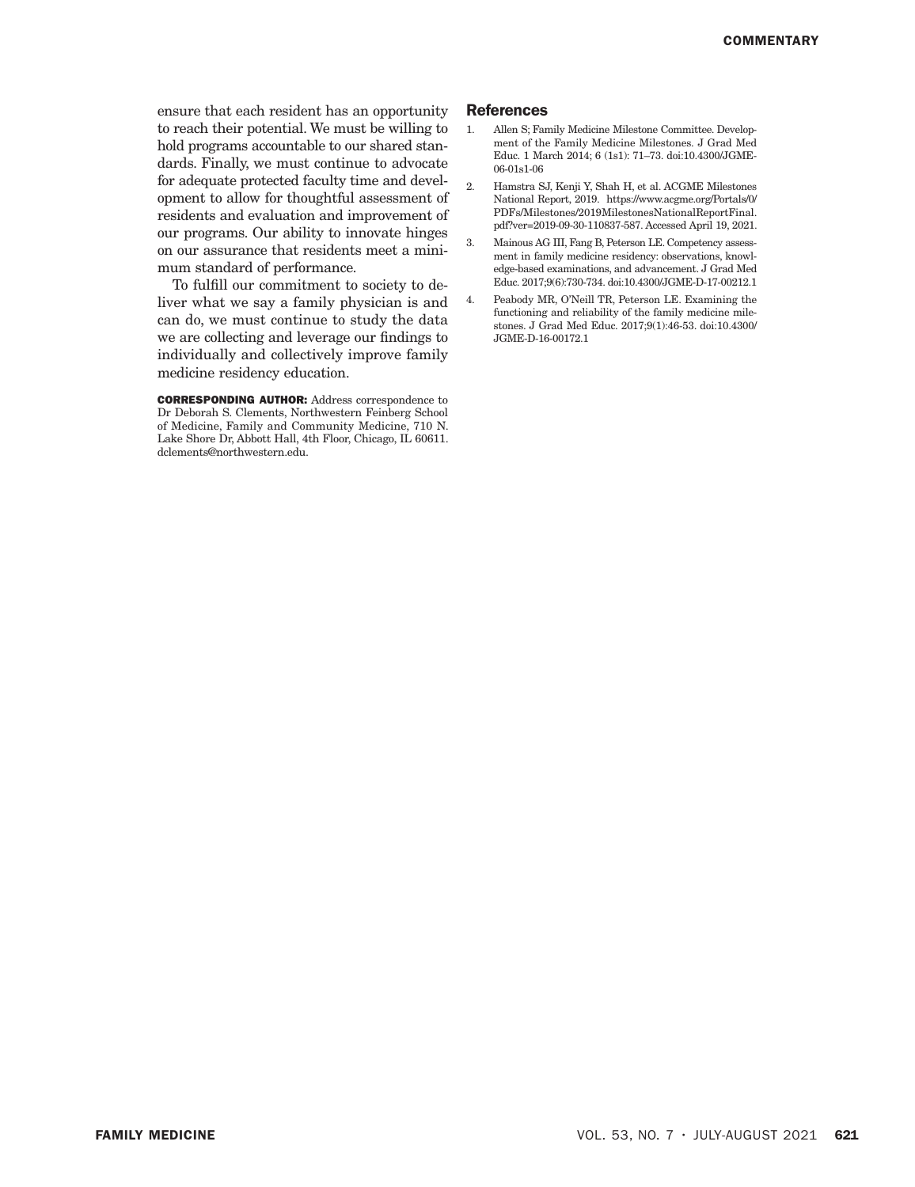ensure that each resident has an opportunity to reach their potential. We must be willing to hold programs accountable to our shared standards. Finally, we must continue to advocate for adequate protected faculty time and development to allow for thoughtful assessment of residents and evaluation and improvement of our programs. Our ability to innovate hinges on our assurance that residents meet a minimum standard of performance.

To fulfill our commitment to society to deliver what we say a family physician is and can do, we must continue to study the data we are collecting and leverage our findings to individually and collectively improve family medicine residency education.

**CORRESPONDING AUTHOR:** Address correspondence to Dr Deborah S. Clements, Northwestern Feinberg School of Medicine, Family and Community Medicine, 710 N. Lake Shore Dr, Abbott Hall, 4th Floor, Chicago, IL 60611. dclements@northwestern.edu.

## References

1. Allen S; Family Medicine Milestone Committee. Development of the Family Medicine Milestones. J Grad Med Educ. 1 March 2014; 6 (1s1): 71–73. doi:10.4300/JGME-06-01s1-06
2. Hamstra SJ, Kenji Y, Shah H, et al. ACGME Milestones National Report, 2019. https://www.acgme.org/Portals/0/PDFs/Milestones/2019MilestonesNationalReportFinal.pdf?ver=2019-09-30-110837-587. Accessed April 19, 2021.
3. Mainous AG III, Fang B, Peterson LE. Competency assessment in family medicine residency: observations, knowledge-based examinations, and advancement. J Grad Med Educ. 2017;9(6):730-734. doi:10.4300/JGME-D-17-00212.1
4. Peabody MR, O'Neill TR, Peterson LE. Examining the functioning and reliability of the family medicine milestones. J Grad Med Educ. 2017;9(1):46-53. doi:10.4300/JGME-D-16-00172.1